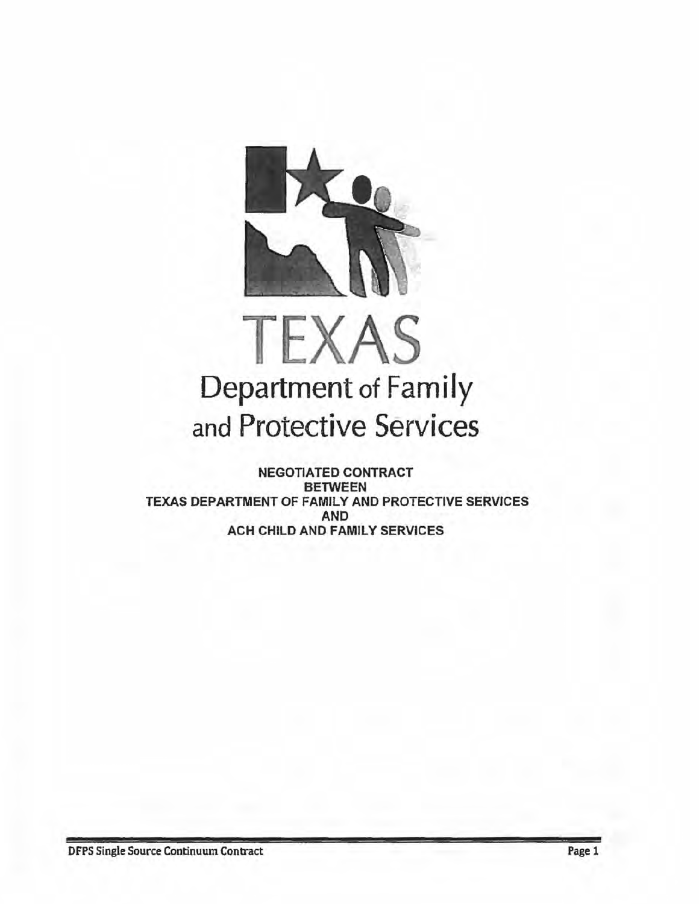TEXAS

Department of Family and Protective Services

**NEGOTIATED CONTRACT**
**BETWEEN**
**TEXAS DEPARTMENT OF FAMILY AND PROTECTIVE SERVICES**
**AND**
**ACH CHILD AND FAMILY SERVICES**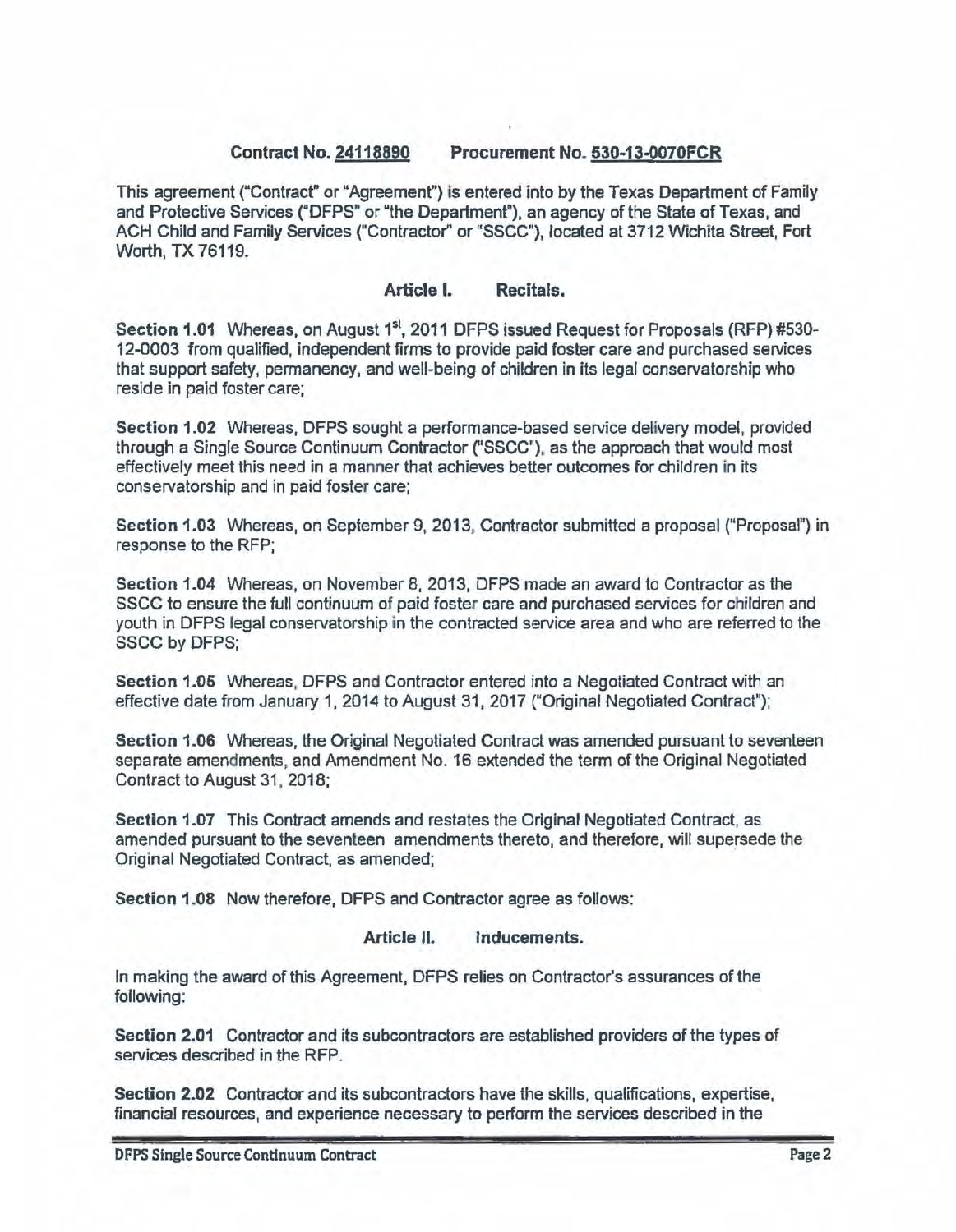**Contract No. 24118890 Procurement No. 530-13-0070FCR**

This agreement ("Contract" or "Agreement") is entered into by the Texas Department of Family and Protective Services ("DFPS" or "the Department"), an agency of the State of Texas, and ACH Child and Family Services ("Contractor" or "SSCC"), located at 3712 Wichita Street, Fort Worth, TX 76119.

## Article I. Recitals.

**Section 1.01** Whereas, on August 1st, 2011 DFPS issued Request for Proposals (RFP) #530-12-0003 from qualified, independent firms to provide paid foster care and purchased services that support safety, permanency, and well-being of children in its legal conservatorship who reside in paid foster care;

**Section 1.02** Whereas, DFPS sought a performance-based service delivery model, provided through a Single Source Continuum Contractor ("SSCC"), as the approach that would most effectively meet this need in a manner that achieves better outcomes for children in its conservatorship and in paid foster care;

**Section 1.03** Whereas, on September 9, 2013, Contractor submitted a proposal ("Proposal") in response to the RFP;

**Section 1.04** Whereas, on November 8, 2013, DFPS made an award to Contractor as the SSCC to ensure the full continuum of paid foster care and purchased services for children and youth in DFPS legal conservatorship in the contracted service area and who are referred to the SSCC by DFPS;

**Section 1.05** Whereas, DFPS and Contractor entered into a Negotiated Contract with an effective date from January 1, 2014 to August 31, 2017 ("Original Negotiated Contract");

**Section 1.06** Whereas, the Original Negotiated Contract was amended pursuant to seventeen separate amendments, and Amendment No. 16 extended the term of the Original Negotiated Contract to August 31, 2018;

**Section 1.07** This Contract amends and restates the Original Negotiated Contract, as amended pursuant to the seventeen amendments thereto, and therefore, will supersede the Original Negotiated Contract, as amended;

**Section 1.08** Now therefore, DFPS and Contractor agree as follows:

## Article II. Inducements.

In making the award of this Agreement, DFPS relies on Contractor's assurances of the following:

**Section 2.01** Contractor and its subcontractors are established providers of the types of services described in the RFP.

**Section 2.02** Contractor and its subcontractors have the skills, qualifications, expertise, financial resources, and experience necessary to perform the services described in the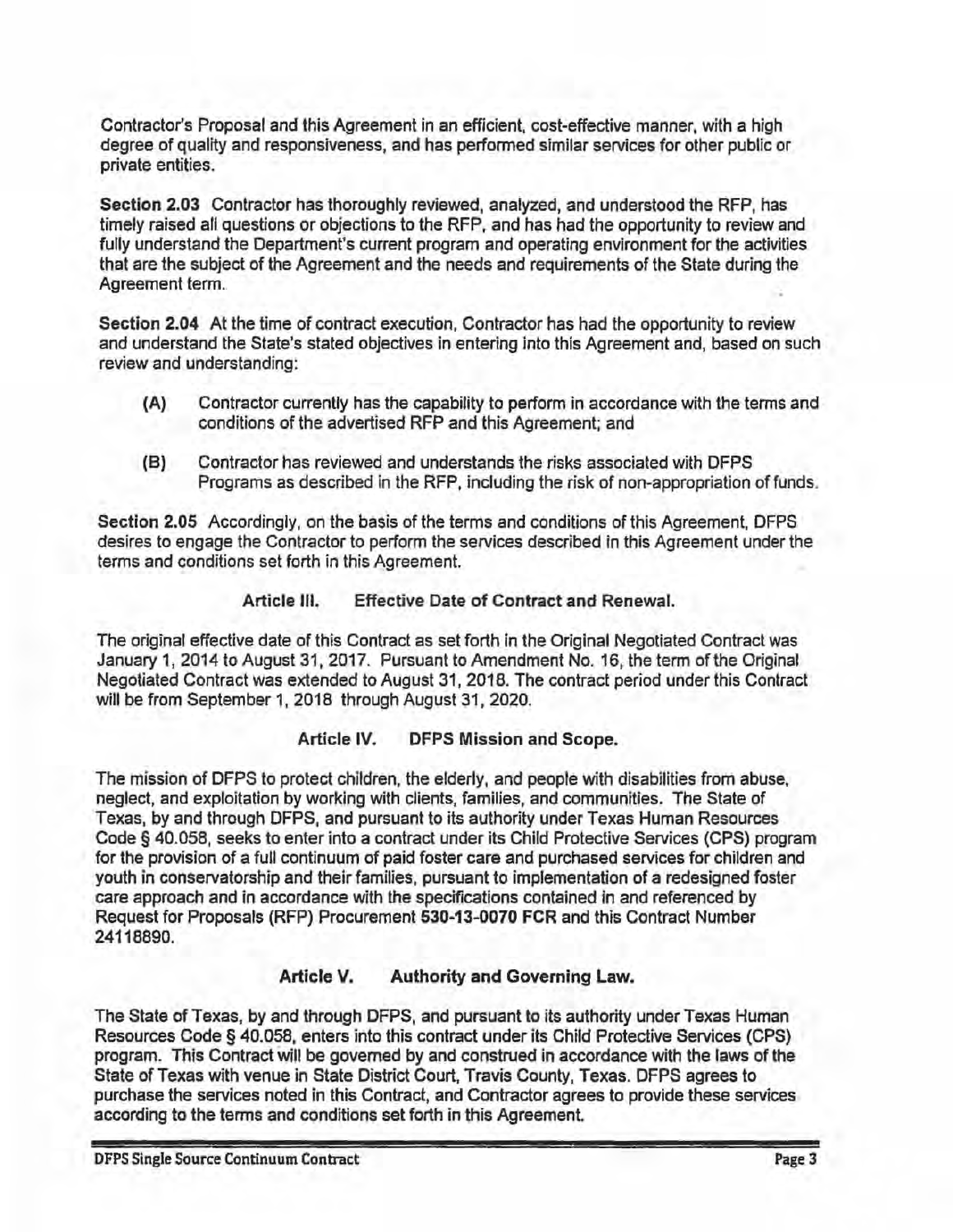Contractor's Proposal and this Agreement in an efficient, cost-effective manner, with a high degree of quality and responsiveness, and has performed similar services for other public or private entities.

**Section 2.03** Contractor has thoroughly reviewed, analyzed, and understood the RFP, has timely raised all questions or objections to the RFP, and has had the opportunity to review and fully understand the Department's current program and operating environment for the activities that are the subject of the Agreement and the needs and requirements of the State during the Agreement term.

**Section 2.04** At the time of contract execution, Contractor has had the opportunity to review and understand the State's stated objectives in entering into this Agreement and, based on such review and understanding:

**(A)** Contractor currently has the capability to perform in accordance with the terms and conditions of the advertised RFP and this Agreement; and

**(B)** Contractor has reviewed and understands the risks associated with DFPS Programs as described in the RFP, including the risk of non-appropriation of funds.

**Section 2.05** Accordingly, on the basis of the terms and conditions of this Agreement, DFPS desires to engage the Contractor to perform the services described in this Agreement under the terms and conditions set forth in this Agreement.

## Article III. Effective Date of Contract and Renewal.

The original effective date of this Contract as set forth in the Original Negotiated Contract was January 1, 2014 to August 31, 2017. Pursuant to Amendment No. 16, the term of the Original Negotiated Contract was extended to August 31, 2018. The contract period under this Contract will be from September 1, 2018 through August 31, 2020.

## Article IV. DFPS Mission and Scope.

The mission of DFPS to protect children, the elderly, and people with disabilities from abuse, neglect, and exploitation by working with clients, families, and communities. The State of Texas, by and through DFPS, and pursuant to its authority under Texas Human Resources Code § 40.058, seeks to enter into a contract under its Child Protective Services (CPS) program for the provision of a full continuum of paid foster care and purchased services for children and youth in conservatorship and their families, pursuant to implementation of a redesigned foster care approach and in accordance with the specifications contained in and referenced by Request for Proposals (RFP) Procurement **530-13-0070 FCR** and this Contract Number 24116890.

## Article V. Authority and Governing Law.

The State of Texas, by and through DFPS, and pursuant to its authority under Texas Human Resources Code § 40.058, enters into this contract under its Child Protective Services (CPS) program. This Contract will be governed by and construed in accordance with the laws of the State of Texas with venue in State District Court, Travis County, Texas. DFPS agrees to purchase the services noted in this Contract, and Contractor agrees to provide these services according to the terms and conditions set forth in this Agreement.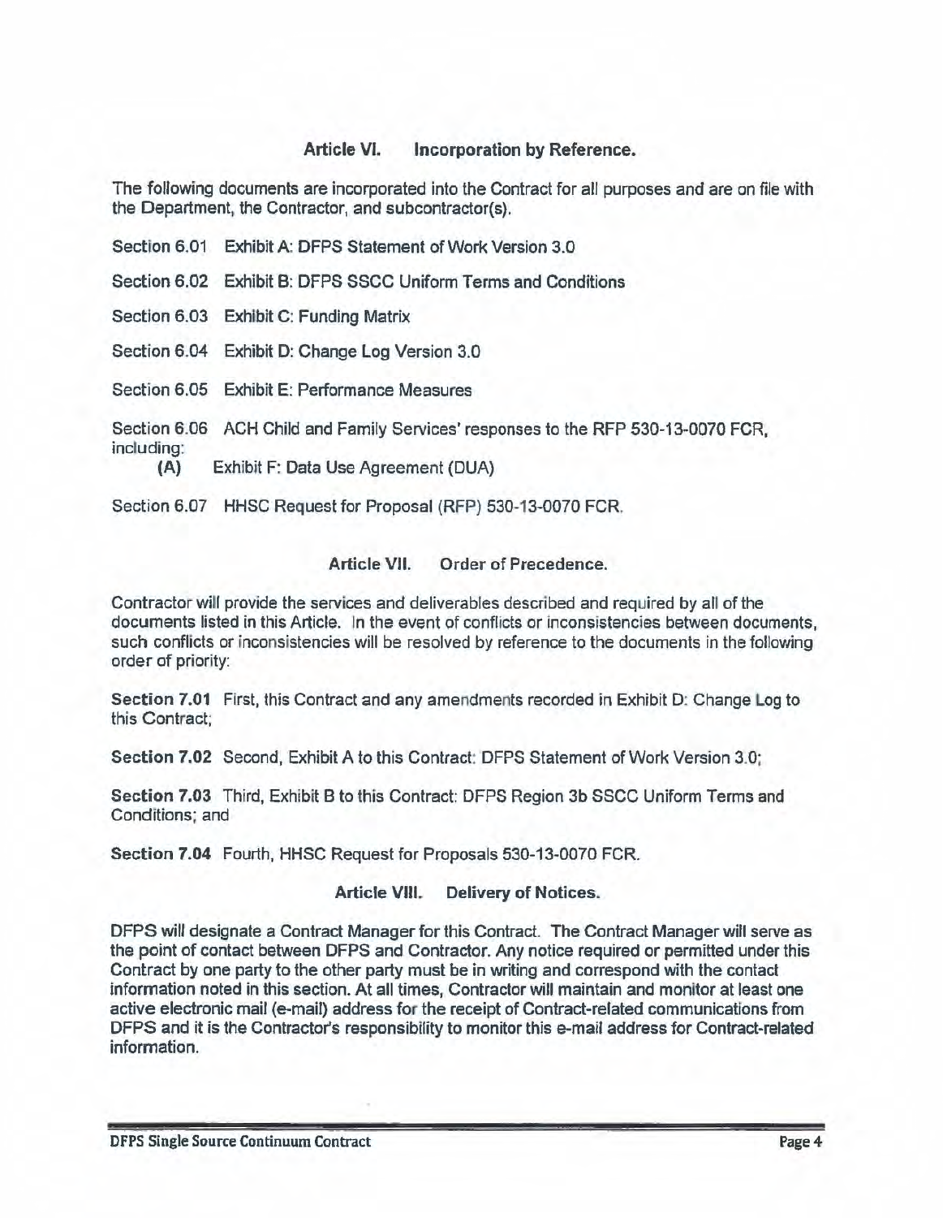## Article VI. Incorporation by Reference.

The following documents are incorporated into the Contract for all purposes and are on file with the Department, the Contractor, and subcontractor(s).

Section 6.01 Exhibit A: DFPS Statement of Work Version 3.0

Section 6.02 Exhibit B: DFPS SSCC Uniform Terms and Conditions

Section 6.03 Exhibit C: Funding Matrix

Section 6.04 Exhibit D: Change Log Version 3.0

Section 6.05 Exhibit E: Performance Measures

Section 6.06 ACH Child and Family Services' responses to the RFP 530-13-0070 FCR, including:

**(A)** Exhibit F: Data Use Agreement (DUA)

Section 6.07 HHSC Request for Proposal (RFP) 530-13-0070 FCR.

## Article VII. Order of Precedence.

Contractor will provide the services and deliverables described and required by all of the documents listed in this Article. In the event of conflicts or inconsistencies between documents, such conflicts or inconsistencies will be resolved by reference to the documents in the following order of priority:

**Section 7.01** First, this Contract and any amendments recorded in Exhibit D: Change Log to this Contract;

**Section 7.02** Second, Exhibit A to this Contract: DFPS Statement of Work Version 3.0;

**Section 7.03** Third, Exhibit B to this Contract: DFPS Region 3b SSCC Uniform Terms and Conditions; and

**Section 7.04** Fourth, HHSC Request for Proposals 530-13-0070 FCR.

## Article VIII. Delivery of Notices.

DFPS will designate a Contract Manager for this Contract. The Contract Manager will serve as the point of contact between DFPS and Contractor. Any notice required or permitted under this Contract by one party to the other party must be in writing and correspond with the contact information noted in this section. At all times, Contractor will maintain and monitor at least one active electronic mail (e-mail) address for the receipt of Contract-related communications from DFPS and it is the Contractor's responsibility to monitor this e-mail address for Contract-related information.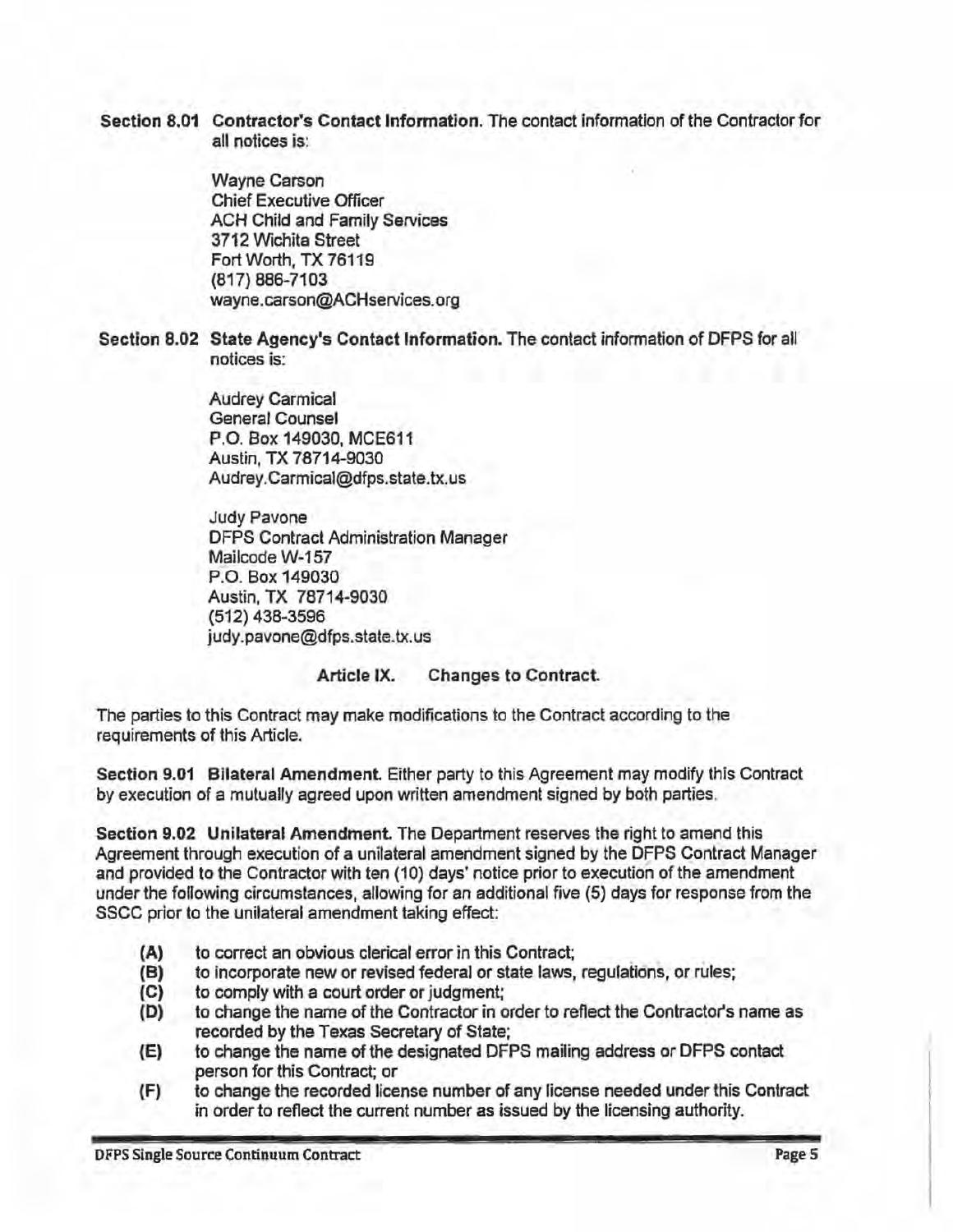**Section 8.01 Contractor's Contact Information.** The contact information of the Contractor for all notices is:

Wayne Carson
Chief Executive Officer
ACH Child and Family Services
3712 Wichita Street
Fort Worth, TX 76119
(817) 886-7103
wayne.carson@ACHservices.org

**Section 8.02 State Agency's Contact Information.** The contact information of DFPS for all notices is:

Audrey Carmical
General Counsel
P.O. Box 149030, MCE611
Austin, TX 78714-9030
Audrey.Carmical@dfps.state.tx.us

Judy Pavone
DFPS Contract Administration Manager
Mailcode W-157
P.O. Box 149030
Austin, TX 78714-9030
(512) 438-3596
judy.pavone@dfps.state.tx.us

## Article IX. Changes to Contract.

The parties to this Contract may make modifications to the Contract according to the requirements of this Article.

**Section 9.01 Bilateral Amendment.** Either party to this Agreement may modify this Contract by execution of a mutually agreed upon written amendment signed by both parties.

**Section 9.02 Unilateral Amendment.** The Department reserves the right to amend this Agreement through execution of a unilateral amendment signed by the DFPS Contract Manager and provided to the Contractor with ten (10) days' notice prior to execution of the amendment under the following circumstances, allowing for an additional five (5) days for response from the SSCC prior to the unilateral amendment taking effect:

- **(A)** to correct an obvious clerical error in this Contract;
- **(B)** to incorporate new or revised federal or state laws, regulations, or rules;
- **(C)** to comply with a court order or judgment;
- **(D)** to change the name of the Contractor in order to reflect the Contractor's name as recorded by the Texas Secretary of State;
- **(E)** to change the name of the designated DFPS mailing address or DFPS contact person for this Contract; or
- **(F)** to change the recorded license number of any license needed under this Contract in order to reflect the current number as issued by the licensing authority.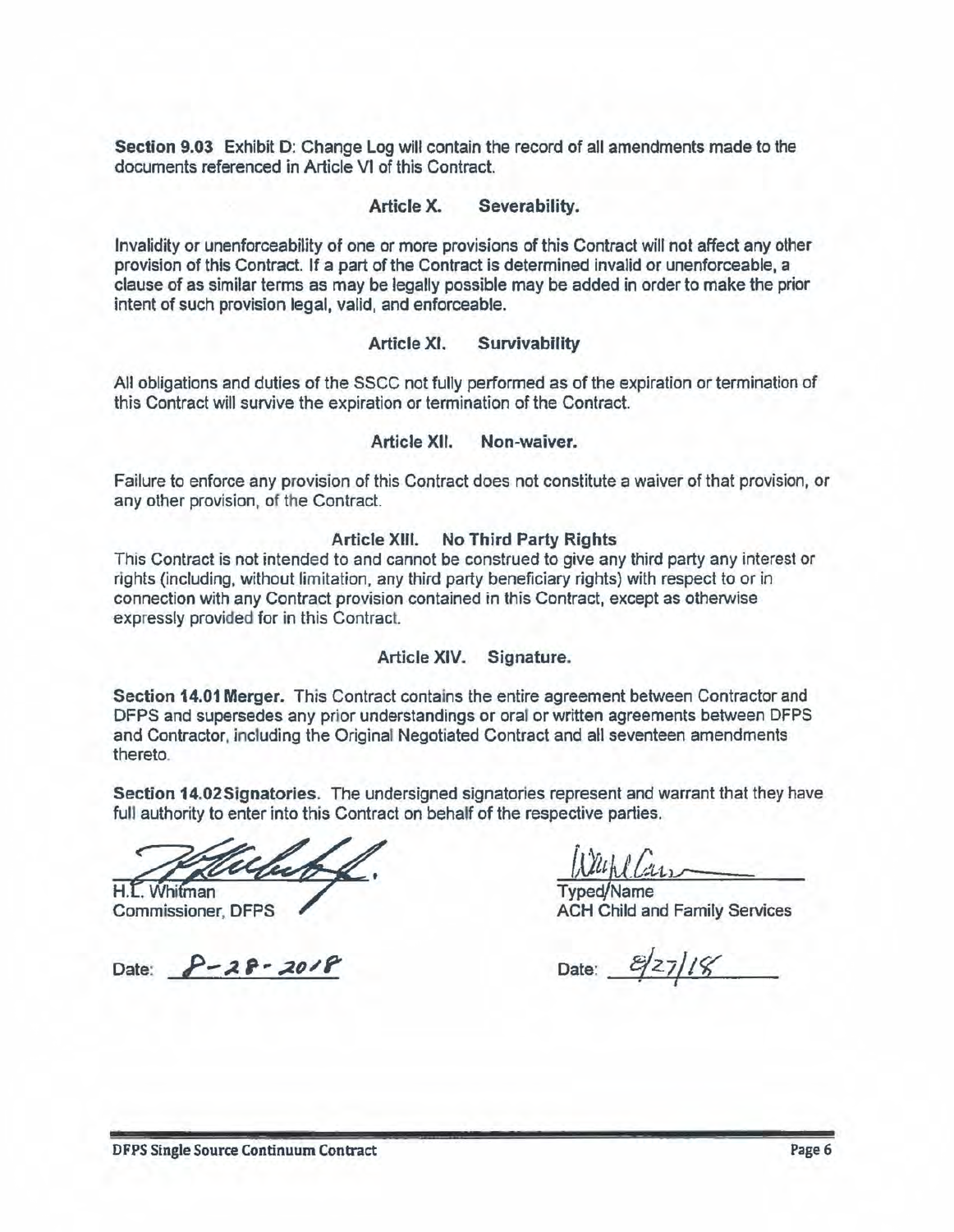**Section 9.03** Exhibit D: Change Log will contain the record of all amendments made to the documents referenced in Article VI of this Contract.

## Article X. Severability.

Invalidity or unenforceability of one or more provisions of this Contract will not affect any other provision of this Contract. If a part of the Contract is determined invalid or unenforceable, a clause of as similar terms as may be legally possible may be added in order to make the prior intent of such provision legal, valid, and enforceable.

## Article XI. Survivability

All obligations and duties of the SSCC not fully performed as of the expiration or termination of this Contract will survive the expiration or termination of the Contract.

## Article XII. Non-waiver.

Failure to enforce any provision of this Contract does not constitute a waiver of that provision, or any other provision, of the Contract.

## Article XIII. No Third Party Rights

This Contract is not intended to and cannot be construed to give any third party any interest or rights (including, without limitation, any third party beneficiary rights) with respect to or in connection with any Contract provision contained in this Contract, except as otherwise expressly provided for in this Contract.

## Article XIV. Signature.

**Section 14.01 Merger.** This Contract contains the entire agreement between Contractor and DFPS and supersedes any prior understandings or oral or written agreements between DFPS and Contractor, including the Original Negotiated Contract and all seventeen amendments thereto.

**Section 14.02 Signatories.** The undersigned signatories represent and warrant that they have full authority to enter into this Contract on behalf of the respective parties.

H.L. Whitman
Commissioner, DFPS

Date: 8-28-2018

Typed/Name
ACH Child and Family Services

Date: 8/27/18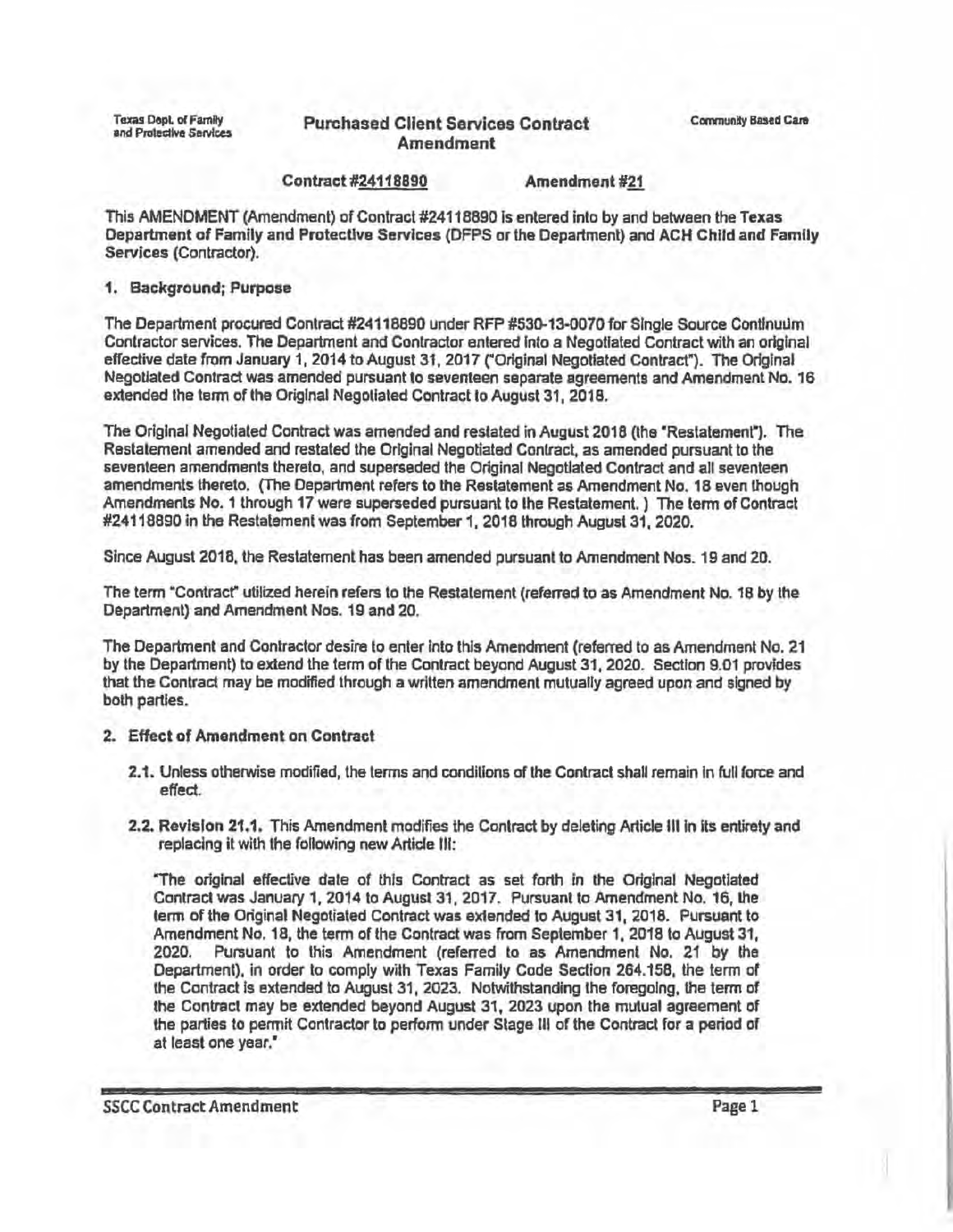Texas Dept. of Family and Protective Services

# Purchased Client Services Contract Amendment

Community Based Care

**Contract #24118890** **Amendment #21**

This AMENDMENT (Amendment) of Contract #24118890 is entered into by and between the **Texas Department of Family and Protective Services** (DFPS or the Department) and **ACH Child and Family Services** (Contractor).

## 1. Background; Purpose

The Department procured Contract #24118890 under RFP #530-13-0070 for Single Source Continuum Contractor services. The Department and Contractor entered into a Negotiated Contract with an original effective date from January 1, 2014 to August 31, 2017 ("Original Negotiated Contract"). The Original Negotiated Contract was amended pursuant to seventeen separate agreements and Amendment No. 16 extended the term of the Original Negotiated Contract to August 31, 2018.

The Original Negotiated Contract was amended and restated in August 2018 (the "Restatement"). The Restatement amended and restated the Original Negotiated Contract, as amended pursuant to the seventeen amendments thereto, and superseded the Original Negotiated Contract and all seventeen amendments thereto. (The Department refers to the Restatement as Amendment No. 18 even though Amendments No. 1 through 17 were superseded pursuant to the Restatement. ) The term of Contract #24118890 in the Restatement was from September 1, 2018 through August 31, 2020.

Since August 2018, the Restatement has been amended pursuant to Amendment Nos. 19 and 20.

The term "Contract" utilized herein refers to the Restatement (referred to as Amendment No. 18 by the Department) and Amendment Nos. 19 and 20.

The Department and Contractor desire to enter into this Amendment (referred to as Amendment No. 21 by the Department) to extend the term of the Contract beyond August 31, 2020. Section 9.01 provides that the Contract may be modified through a written amendment mutually agreed upon and signed by both parties.

## 2. Effect of Amendment on Contract

**2.1.** Unless otherwise modified, the terms and conditions of the Contract shall remain in full force and effect.

**2.2. Revision 21.1.** This Amendment modifies the Contract by deleting Article III in its entirety and replacing it with the following new Article III:

"The original effective date of this Contract as set forth in the Original Negotiated Contract was January 1, 2014 to August 31, 2017. Pursuant to Amendment No. 16, the term of the Original Negotiated Contract was extended to August 31, 2018. Pursuant to Amendment No. 18, the term of the Contract was from September 1, 2018 to August 31, 2020. Pursuant to this Amendment (referred to as Amendment No. 21 by the Department), in order to comply with Texas Family Code Section 264.158, the term of the Contract is extended to August 31, 2023. Notwithstanding the foregoing, the term of the Contract may be extended beyond August 31, 2023 upon the mutual agreement of the parties to permit Contractor to perform under Stage III of the Contract for a period of at least one year."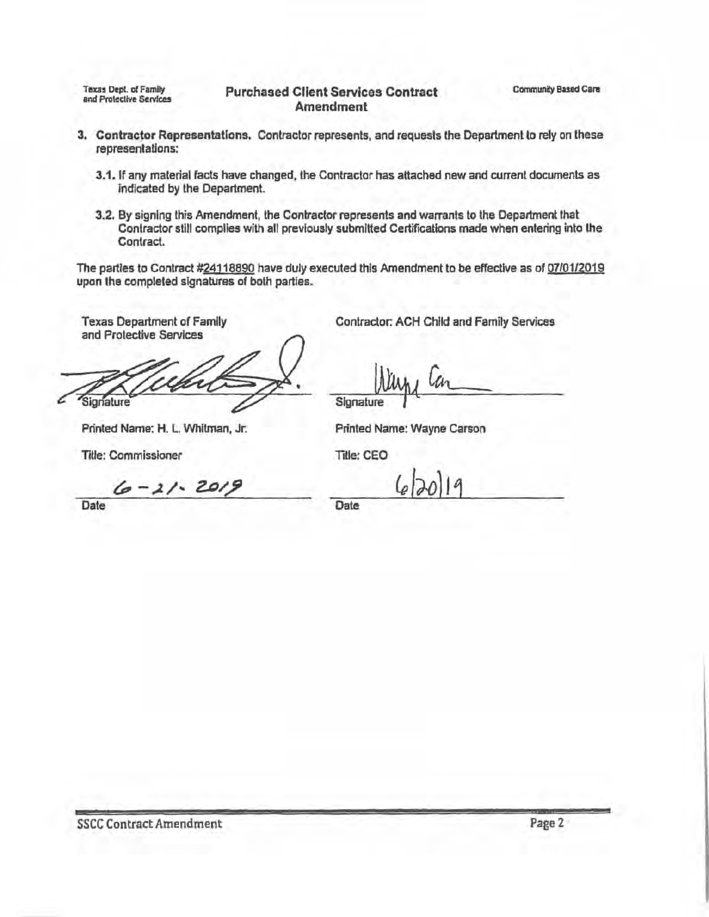3. **Contractor Representations.** Contractor represents, and requests the Department to rely on these representations:

   3.1. If any material facts have changed, the Contractor has attached new and current documents as indicated by the Department.

   3.2. By signing this Amendment, the Contractor represents and warrants to the Department that Contractor still complies with all previously submitted Certifications made when entering into the Contract.

The parties to Contract #24118890 have duly executed this Amendment to be effective as of 07/01/2019 upon the completed signatures of both parties.

| | |
|---|---|
| Texas Department of Family and Protective Services | Contractor: ACH Child and Family Services |
| Signature | Signature |
| Printed Name: H. L. Whitman, Jr. | Printed Name: Wayne Carson |
| Title: Commissioner | Title: CEO |
| 6-21-2019 | 6/20/19 |
| Date | Date |